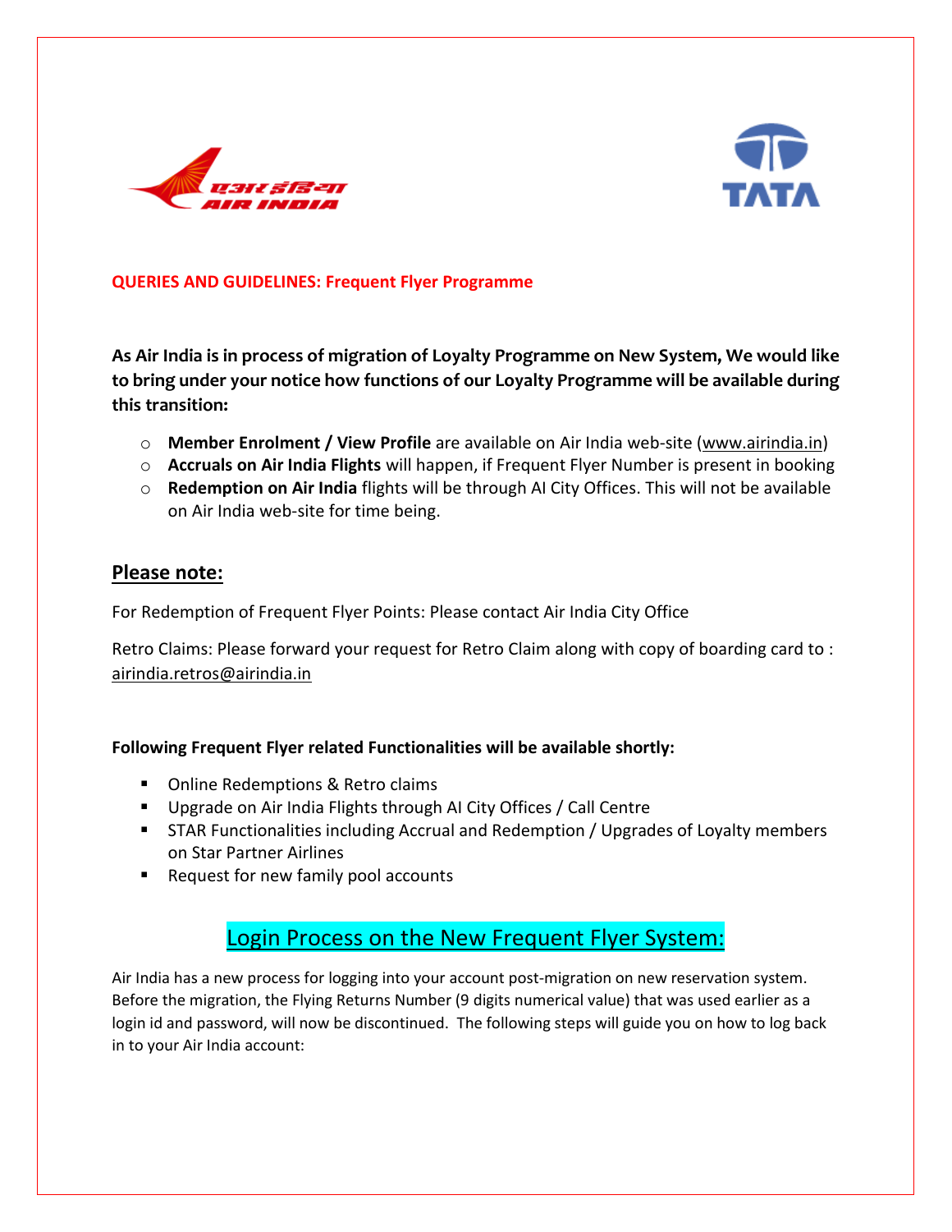**QUERIES AND GUIDELINES: Frequent Flyer Programme**

**As Air India is in process of migration of Loyalty Programme on New System, We would like to bring under your notice how functions of our Loyalty Programme will be available during this transition:**

- **Member Enrolment / View Profile** are available on Air India web-site (www.airindia.in)
- **Accruals on Air India Flights** will happen, if Frequent Flyer Number is present in booking
- **Redemption on Air India** flights will be through AI City Offices. This will not be available on Air India web-site for time being.

## Please note:

For Redemption of Frequent Flyer Points: Please contact Air India City Office

Retro Claims: Please forward your request for Retro Claim along with copy of boarding card to : airindia.retros@airindia.in

**Following Frequent Flyer related Functionalities will be available shortly:**

- Online Redemptions & Retro claims
- Upgrade on Air India Flights through AI City Offices / Call Centre
- STAR Functionalities including Accrual and Redemption / Upgrades of Loyalty members on Star Partner Airlines
- Request for new family pool accounts

## Login Process on the New Frequent Flyer System:

Air India has a new process for logging into your account post-migration on new reservation system. Before the migration, the Flying Returns Number (9 digits numerical value) that was used earlier as a login id and password, will now be discontinued. The following steps will guide you on how to log back in to your Air India account: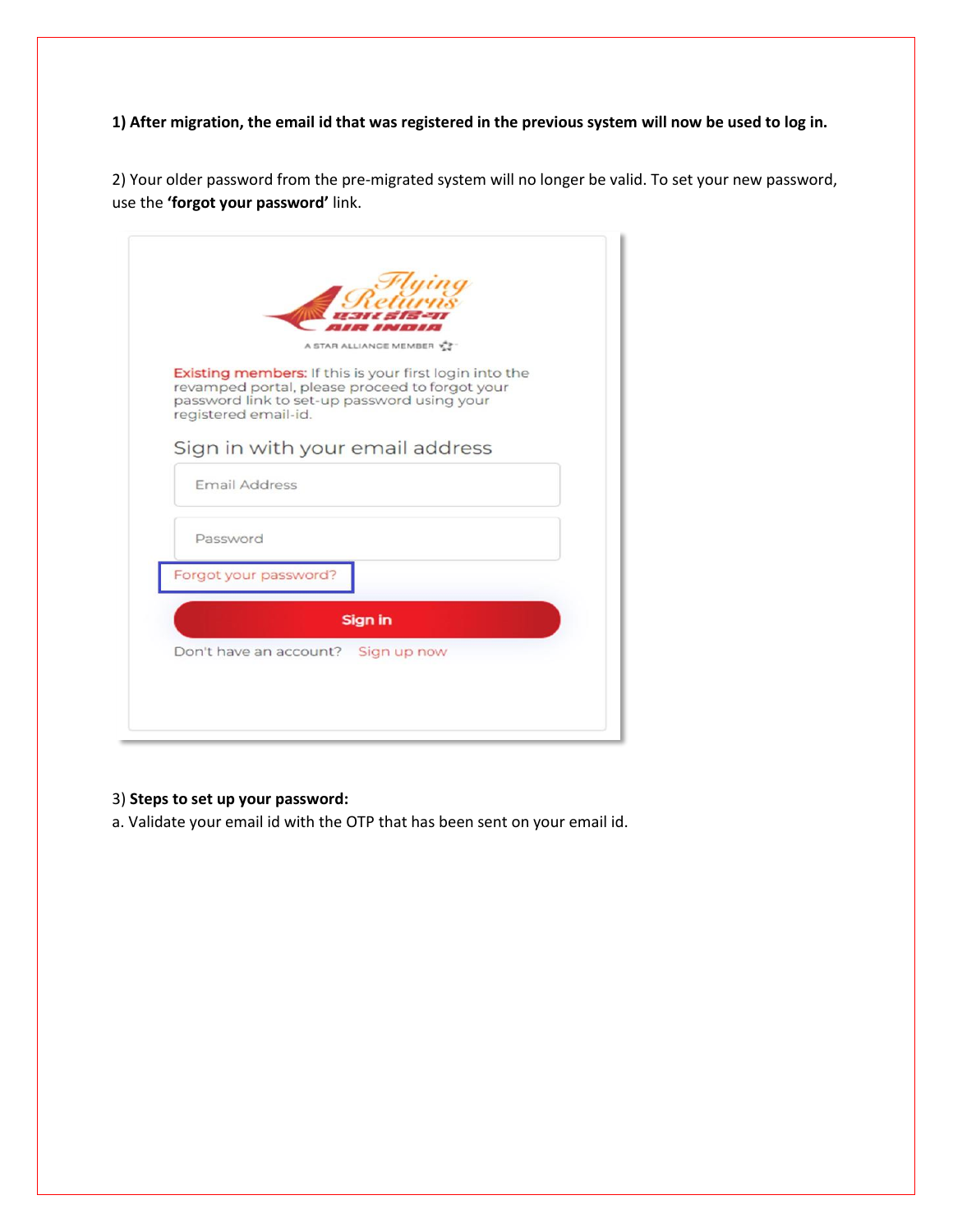**1) After migration, the email id that was registered in the previous system will now be used to log in.**

2) Your older password from the pre-migrated system will no longer be valid. To set your new password, use the **'forgot your password'** link.

Existing members: If this is your first login into the revamped portal, please proceed to forgot your password link to set-up password using your registered email-id.

Sign in with your email address

Email Address

Password

Forgot your password?

Sign in

Don't have an account? Sign up now

3) **Steps to set up your password:**

a. Validate your email id with the OTP that has been sent on your email id.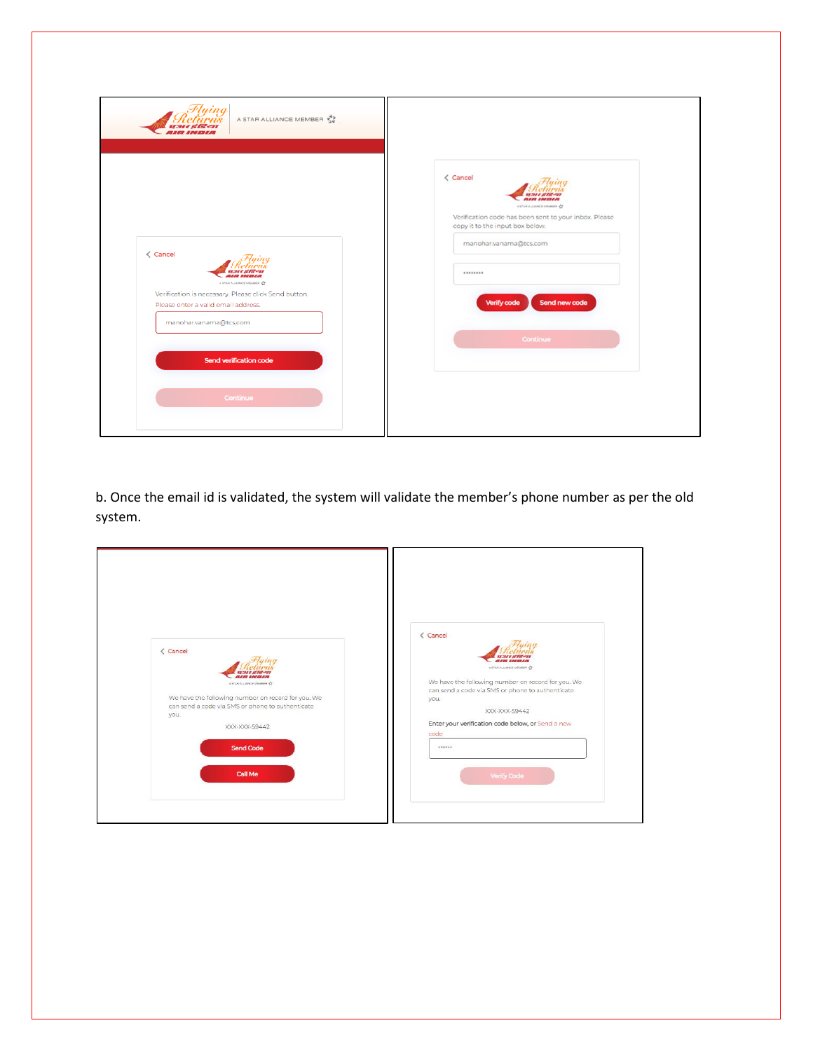b. Once the email id is validated, the system will validate the member's phone number as per the old system.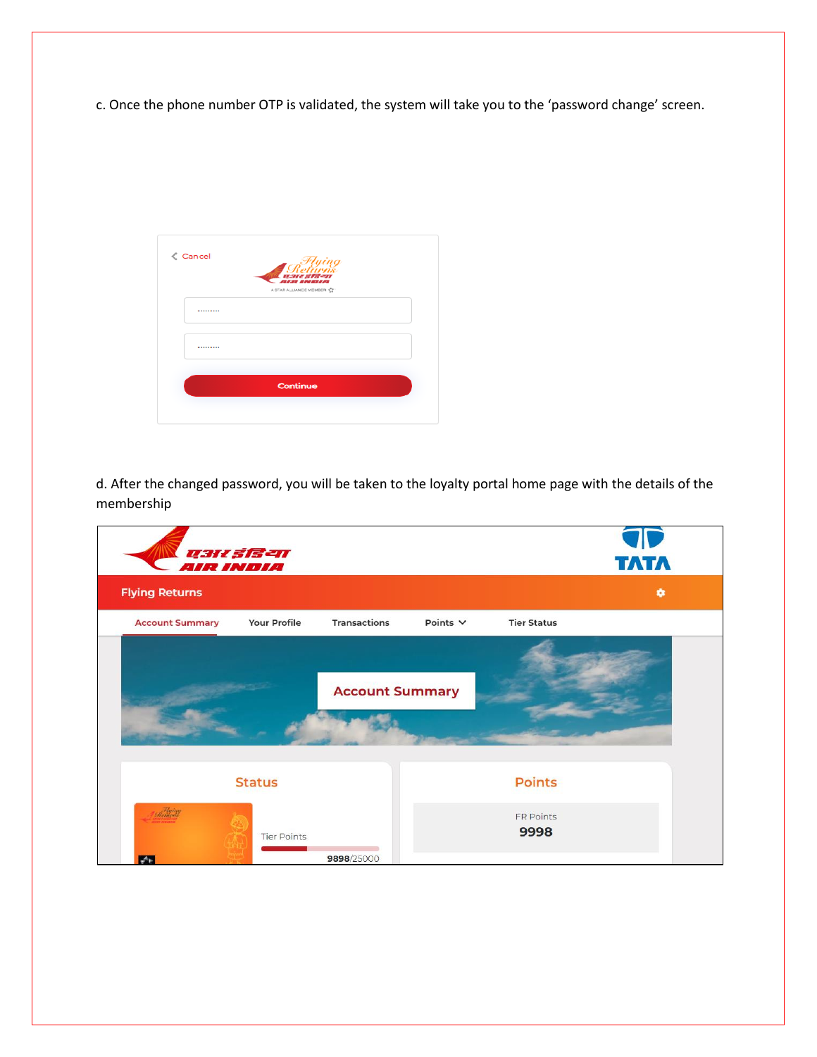c. Once the phone number OTP is validated, the system will take you to the 'password change' screen.

d. After the changed password, you will be taken to the loyalty portal home page with the details of the membership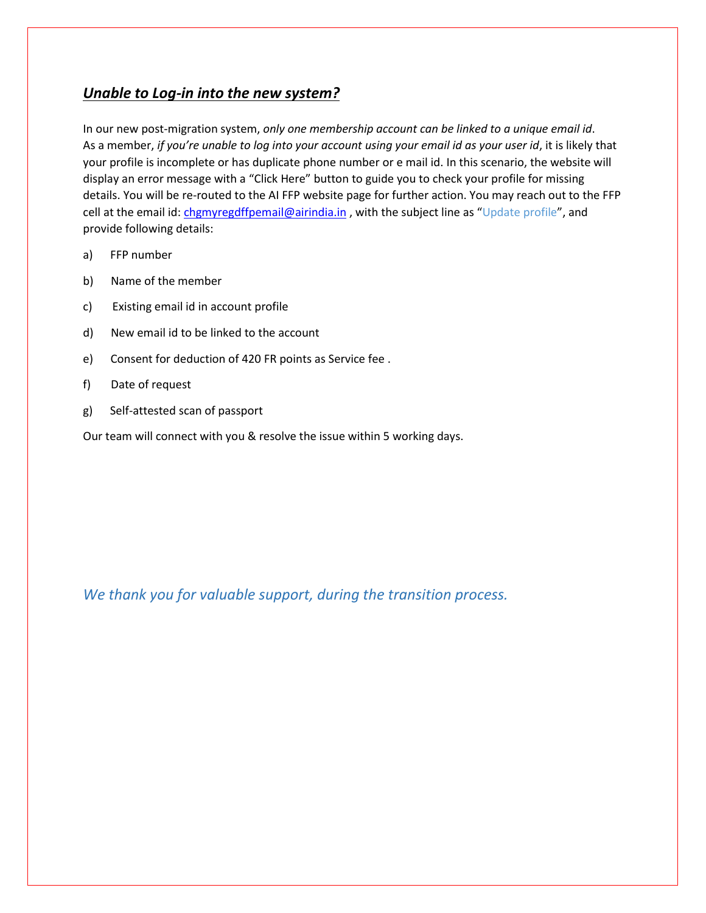## ***Unable to Log-in into the new system?***

In our new post-migration system, *only one membership account can be linked to a unique email id*. As a member, *if you're unable to log into your account using your email id as your user id*, it is likely that your profile is incomplete or has duplicate phone number or e mail id. In this scenario, the website will display an error message with a "Click Here" button to guide you to check your profile for missing details. You will be re-routed to the AI FFP website page for further action. You may reach out to the FFP cell at the email id: chgmyregdffpemail@airindia.in , with the subject line as "Update profile", and provide following details:

a) FFP number

b) Name of the member

c) Existing email id in account profile

d) New email id to be linked to the account

e) Consent for deduction of 420 FR points as Service fee .

f) Date of request

g) Self-attested scan of passport

Our team will connect with you & resolve the issue within 5 working days.

*We thank you for valuable support, during the transition process.*